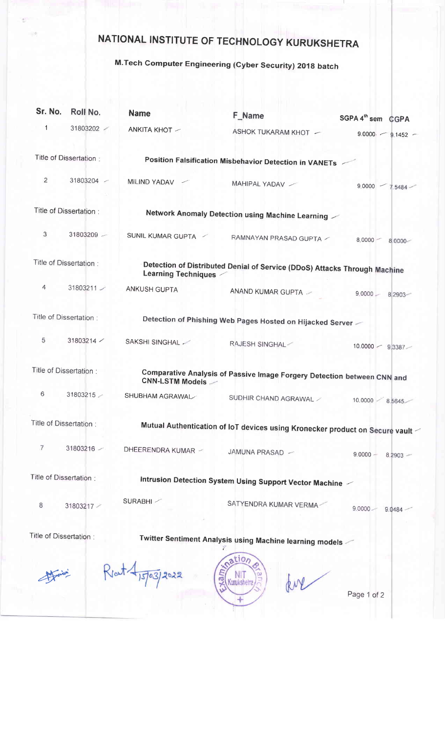# NATIONAL INSTITUTE OF TECHNOLOGY KURUKSHETRA

## M.Tech Computer Engineering (Cyber Security) 2018 batch

| Sr. No. | Roll No. | Name | F_Name | SGPA 4th sem | CGPA |
|---|---|---|---|---|---|
| 1 | 31803202 | ANKITA KHOT | ASHOK TUKARAM KHOT | 9.0000 | 9.1452 |
| Title of Dissertation : | | **Position Falsification Misbehavior Detection in VANETs** | | | |
| 2 | 31803204 | MILIND YADAV | MAHIPAL YADAV | 9.0000 | 7.5484 |
| Title of Dissertation : | | **Network Anomaly Detection using Machine Learning** | | | |
| 3 | 31803209 | SUNIL KUMAR GUPTA | RAMNAYAN PRASAD GUPTA | 8.0000 | 8.0000 |
| Title of Dissertation : | | **Detection of Distributed Denial of Service (DDoS) Attacks Through Machine Learning Techniques** | | | |
| 4 | 31803211 | ANKUSH GUPTA | ANAND KUMAR GUPTA | 9.0000 | 8.2903 |
| Title of Dissertation : | | **Detection of Phishing Web Pages Hosted on Hijacked Server** | | | |
| 5 | 31803214 | SAKSHI SINGHAL | RAJESH SINGHAL | 10.0000 | 9.3387 |
| Title of Dissertation : | | **Comparative Analysis of Passive Image Forgery Detection between CNN and CNN-LSTM Models** | | | |
| 6 | 31803215 | SHUBHAM AGRAWAL | SUDHIR CHAND AGRAWAL | 10.0000 | 8.5645 |
| Title of Dissertation : | | **Mutual Authentication of IoT devices using Kronecker product on Secure vault** | | | |
| 7 | 31803216 | DHEERENDRA KUMAR | JAMUNA PRASAD | 9.0000 | 8.2903 |
| Title of Dissertation : | | **Intrusion Detection System Using Support Vector Machine** | | | |
| 8 | 31803217 | SURABHI | SATYENDRA KUMAR VERMA | 9.0000 | 9.0484 |
| Title of Dissertation : | | **Twitter Sentiment Analysis using Machine learning models** | | | |

15/03/2022

Examination Branch NIT Kurukshetra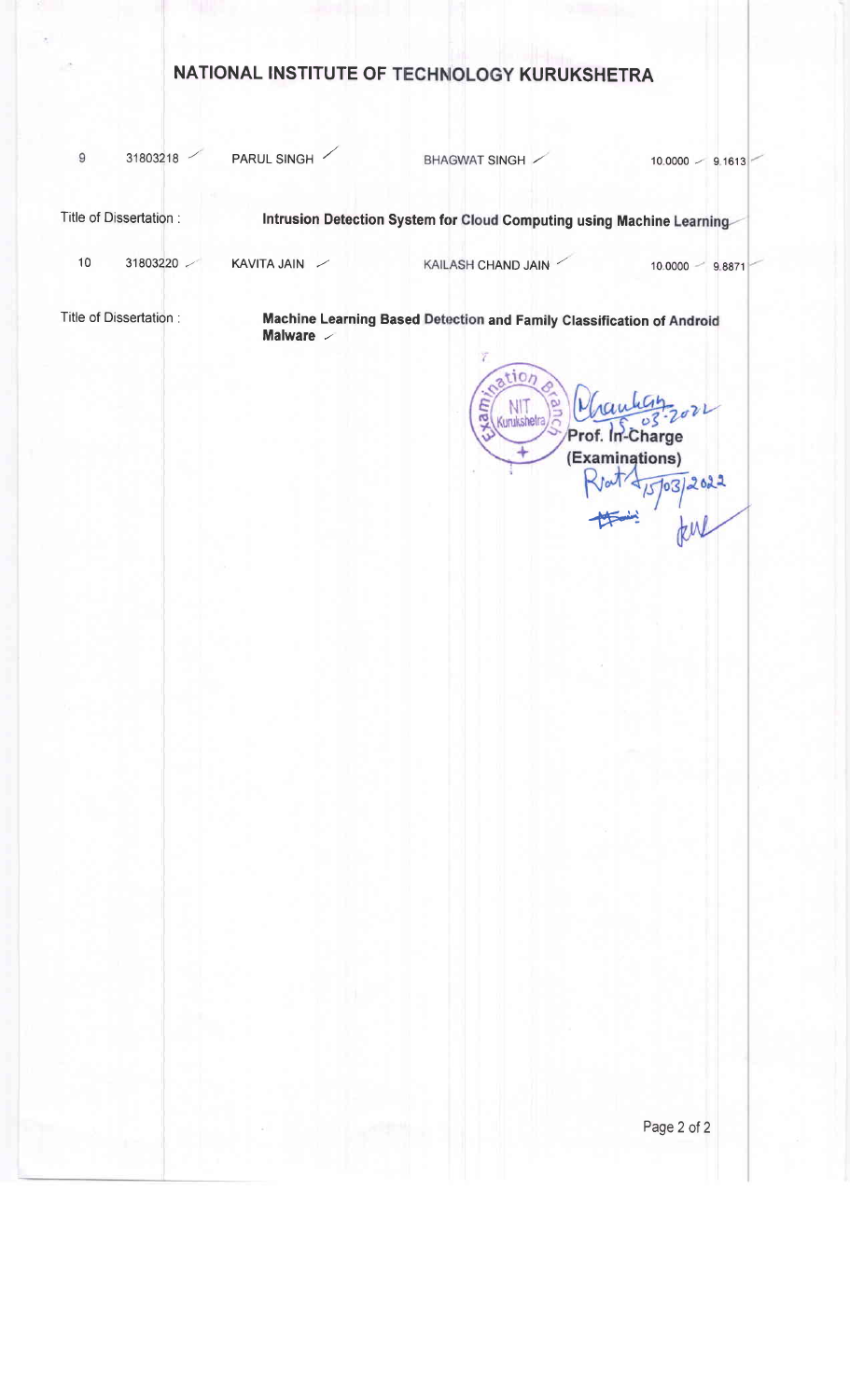# NATIONAL INSTITUTE OF TECHNOLOGY KURUKSHETRA

| | | | | | |
|---|---|---|---|---|---|
| 9 | 31803218 | PARUL SINGH | BHAGWAT SINGH | 10.0000 | 9.1613 |

Title of Dissertation : **Intrusion Detection System for Cloud Computing using Machine Learning**

| | | | | | |
|---|---|---|---|---|---|
| 10 | 31803220 | KAVITA JAIN | KAILASH CHAND JAIN | 10.0000 | 9.8871 |

Title of Dissertation : **Machine Learning Based Detection and Family Classification of Android Malware**

Examination Branch NIT Kurukshetra

15-03-2022

**Prof. In-Charge**
**(Examinations)**

15/03/2022